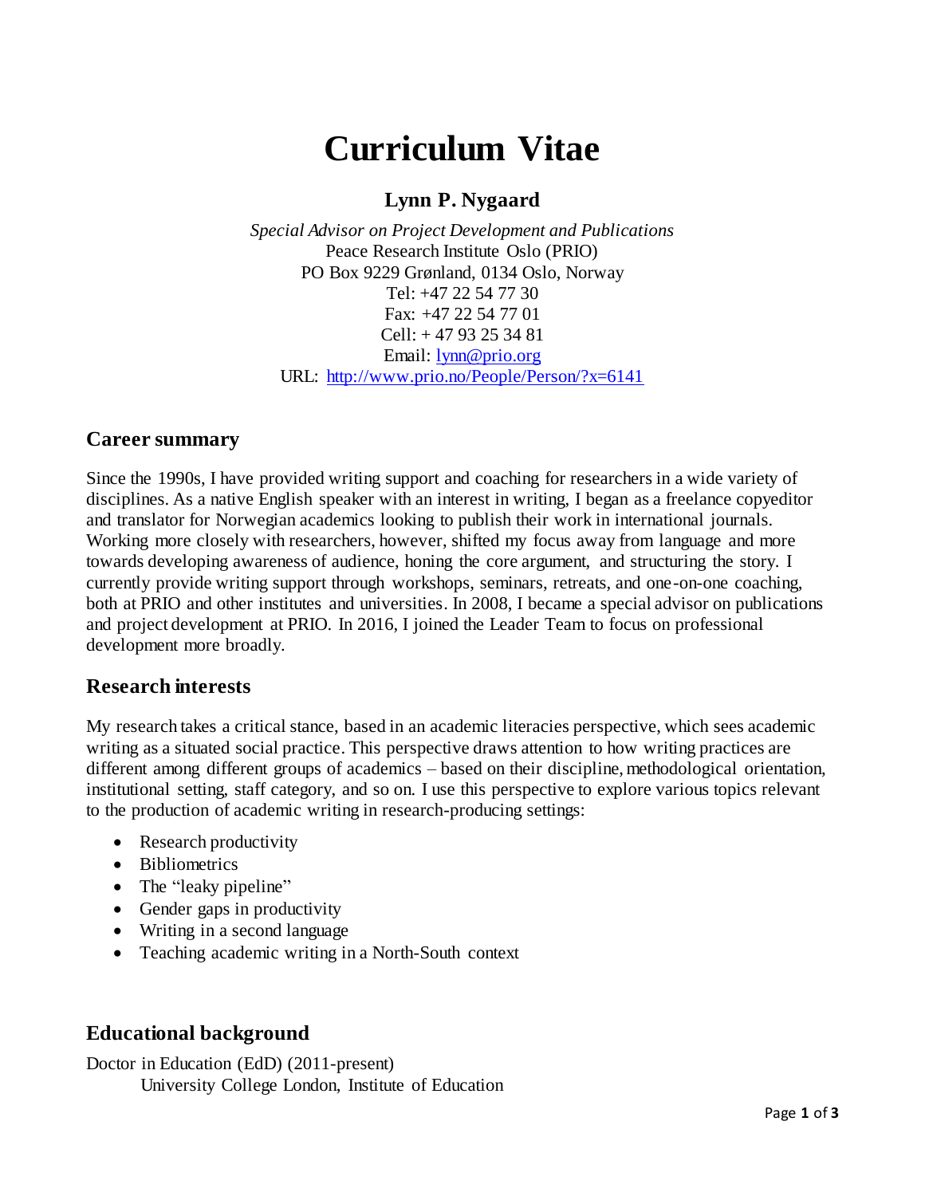# Curriculum Vitae

## Lynn P. Nygaard

*Special Advisor on Project Development and Publications*
Peace Research Institute Oslo (PRIO)
PO Box 9229 Grønland, 0134 Oslo, Norway
Tel: +47 22 54 77 30
Fax: +47 22 54 77 01
Cell: + 47 93 25 34 81
Email: [lynn@prio.org](mailto:lynn@prio.org)
URL: [http://www.prio.no/People/Person/?x=6141](http://www.prio.no/People/Person/?x=6141)

## Career summary

Since the 1990s, I have provided writing support and coaching for researchers in a wide variety of disciplines. As a native English speaker with an interest in writing, I began as a freelance copyeditor and translator for Norwegian academics looking to publish their work in international journals. Working more closely with researchers, however, shifted my focus away from language and more towards developing awareness of audience, honing the core argument, and structuring the story. I currently provide writing support through workshops, seminars, retreats, and one-on-one coaching, both at PRIO and other institutes and universities. In 2008, I became a special advisor on publications and project development at PRIO. In 2016, I joined the Leader Team to focus on professional development more broadly.

## Research interests

My research takes a critical stance, based in an academic literacies perspective, which sees academic writing as a situated social practice. This perspective draws attention to how writing practices are different among different groups of academics – based on their discipline, methodological orientation, institutional setting, staff category, and so on. I use this perspective to explore various topics relevant to the production of academic writing in research-producing settings:

- Research productivity
- Bibliometrics
- The "leaky pipeline"
- Gender gaps in productivity
- Writing in a second language
- Teaching academic writing in a North-South context

## Educational background

Doctor in Education (EdD) (2011-present)
University College London, Institute of Education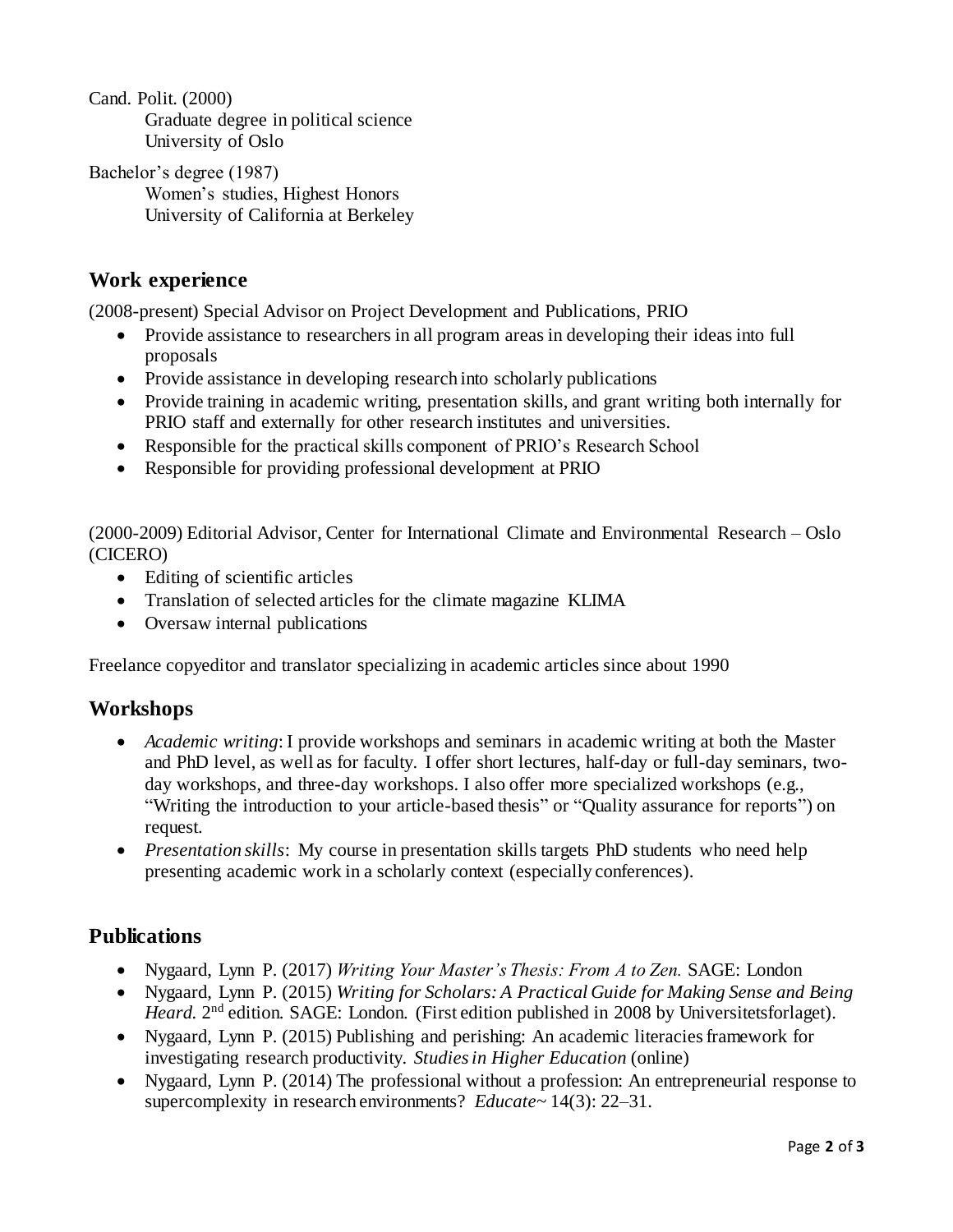Cand. Polit. (2000)
    Graduate degree in political science
    University of Oslo

Bachelor's degree (1987)
    Women's studies, Highest Honors
    University of California at Berkeley

## Work experience

(2008-present) Special Advisor on Project Development and Publications, PRIO

- Provide assistance to researchers in all program areas in developing their ideas into full proposals
- Provide assistance in developing research into scholarly publications
- Provide training in academic writing, presentation skills, and grant writing both internally for PRIO staff and externally for other research institutes and universities.
- Responsible for the practical skills component of PRIO's Research School
- Responsible for providing professional development at PRIO

(2000-2009) Editorial Advisor, Center for International Climate and Environmental Research – Oslo (CICERO)

- Editing of scientific articles
- Translation of selected articles for the climate magazine KLIMA
- Oversaw internal publications

Freelance copyeditor and translator specializing in academic articles since about 1990

## Workshops

- *Academic writing*: I provide workshops and seminars in academic writing at both the Master and PhD level, as well as for faculty. I offer short lectures, half-day or full-day seminars, two-day workshops, and three-day workshops. I also offer more specialized workshops (e.g., "Writing the introduction to your article-based thesis" or "Quality assurance for reports") on request.
- *Presentation skills*: My course in presentation skills targets PhD students who need help presenting academic work in a scholarly context (especially conferences).

## Publications

- Nygaard, Lynn P. (2017) *Writing Your Master's Thesis: From A to Zen.* SAGE: London
- Nygaard, Lynn P. (2015) *Writing for Scholars: A Practical Guide for Making Sense and Being Heard.* 2nd edition. SAGE: London. (First edition published in 2008 by Universitetsforlaget).
- Nygaard, Lynn P. (2015) Publishing and perishing: An academic literacies framework for investigating research productivity. *Studies in Higher Education* (online)
- Nygaard, Lynn P. (2014) The professional without a profession: An entrepreneurial response to supercomplexity in research environments? *Educate~* 14(3): 22–31.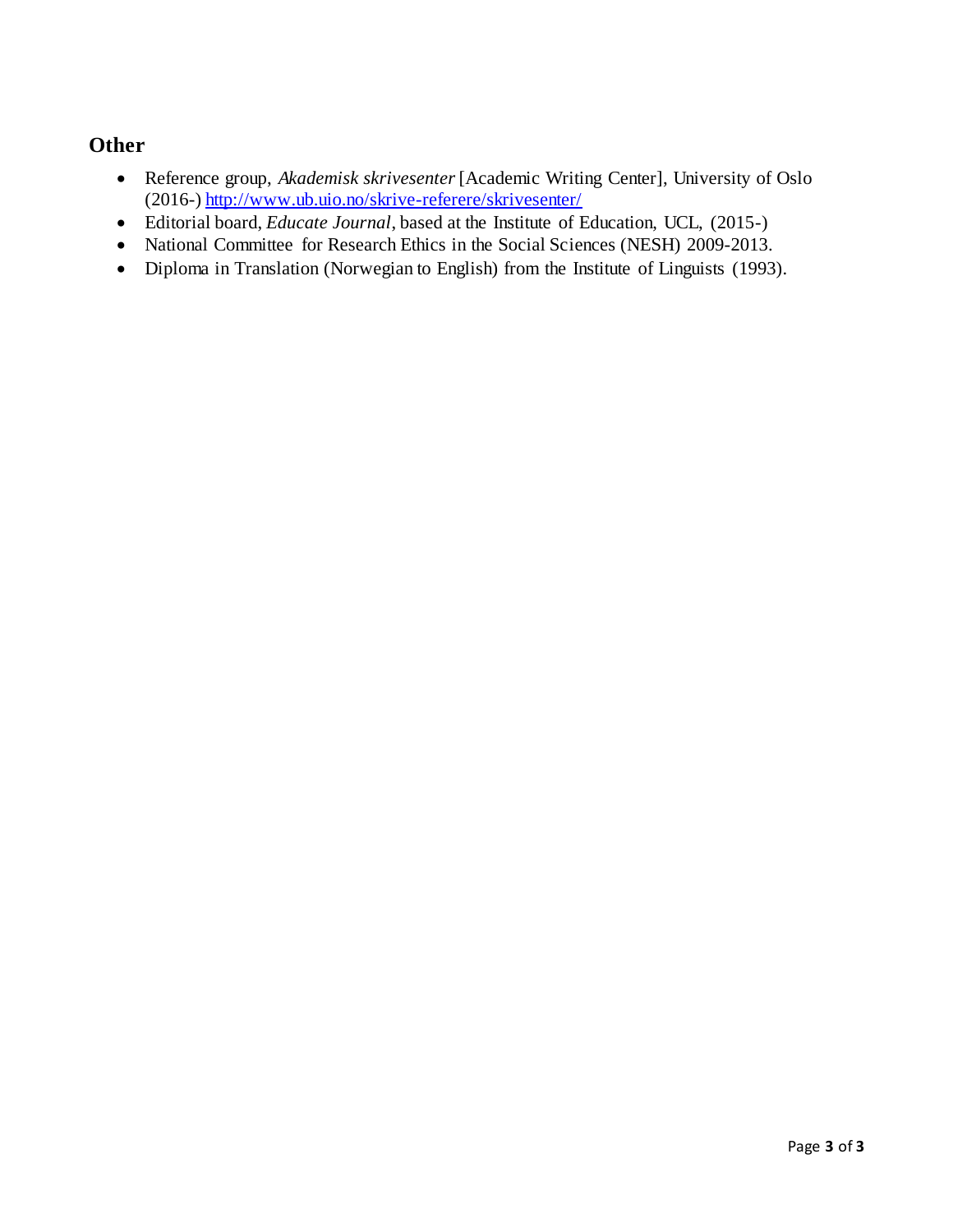## Other

- Reference group, *Akademisk skrivesenter* [Academic Writing Center], University of Oslo (2016-) [http://www.ub.uio.no/skrive-referere/skrivesenter/](http://www.ub.uio.no/skrive-referere/skrivesenter/)
- Editorial board, *Educate Journal*, based at the Institute of Education, UCL, (2015-)
- National Committee for Research Ethics in the Social Sciences (NESH) 2009-2013.
- Diploma in Translation (Norwegian to English) from the Institute of Linguists (1993).